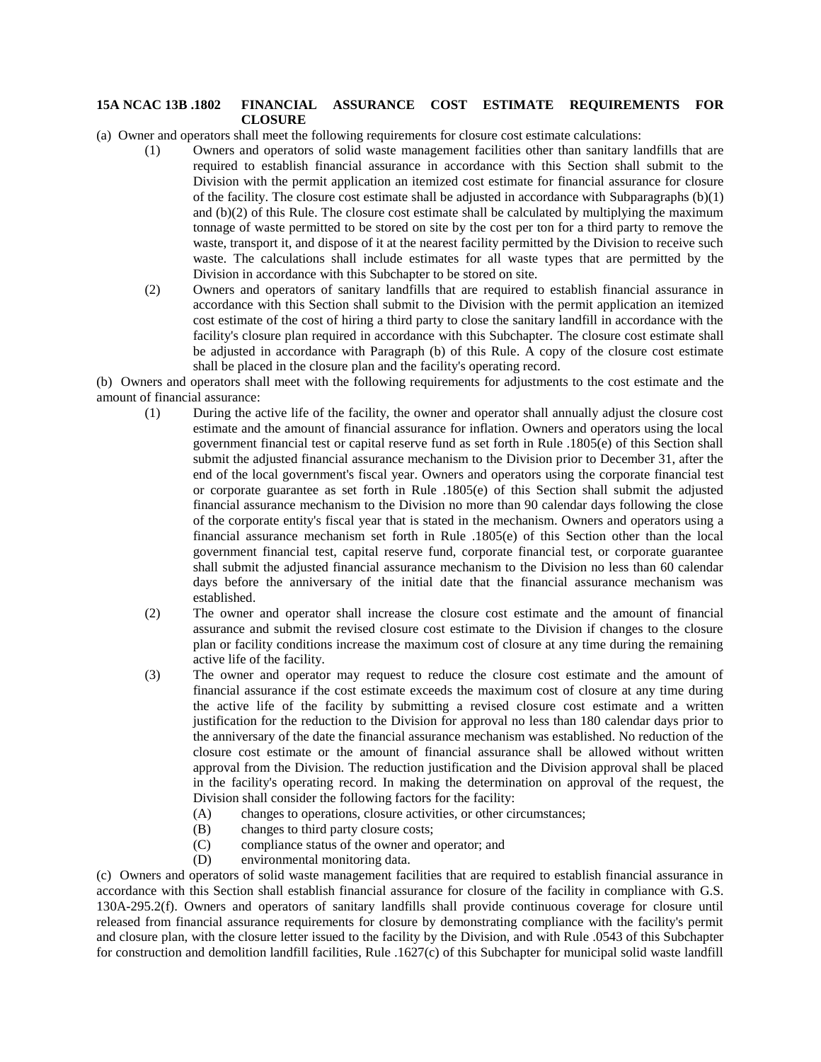**15A NCAC 13B .1802 FINANCIAL ASSURANCE COST ESTIMATE REQUIREMENTS FOR CLOSURE**

(a) Owner and operators shall meet the following requirements for closure cost estimate calculations:

(1) Owners and operators of solid waste management facilities other than sanitary landfills that are required to establish financial assurance in accordance with this Section shall submit to the Division with the permit application an itemized cost estimate for financial assurance for closure of the facility. The closure cost estimate shall be adjusted in accordance with Subparagraphs (b)(1) and (b)(2) of this Rule. The closure cost estimate shall be calculated by multiplying the maximum tonnage of waste permitted to be stored on site by the cost per ton for a third party to remove the waste, transport it, and dispose of it at the nearest facility permitted by the Division to receive such waste. The calculations shall include estimates for all waste types that are permitted by the Division in accordance with this Subchapter to be stored on site.

(2) Owners and operators of sanitary landfills that are required to establish financial assurance in accordance with this Section shall submit to the Division with the permit application an itemized cost estimate of the cost of hiring a third party to close the sanitary landfill in accordance with the facility's closure plan required in accordance with this Subchapter. The closure cost estimate shall be adjusted in accordance with Paragraph (b) of this Rule. A copy of the closure cost estimate shall be placed in the closure plan and the facility's operating record.

(b) Owners and operators shall meet with the following requirements for adjustments to the cost estimate and the amount of financial assurance:

(1) During the active life of the facility, the owner and operator shall annually adjust the closure cost estimate and the amount of financial assurance for inflation. Owners and operators using the local government financial test or capital reserve fund as set forth in Rule .1805(e) of this Section shall submit the adjusted financial assurance mechanism to the Division prior to December 31, after the end of the local government's fiscal year. Owners and operators using the corporate financial test or corporate guarantee as set forth in Rule .1805(e) of this Section shall submit the adjusted financial assurance mechanism to the Division no more than 90 calendar days following the close of the corporate entity's fiscal year that is stated in the mechanism. Owners and operators using a financial assurance mechanism set forth in Rule .1805(e) of this Section other than the local government financial test, capital reserve fund, corporate financial test, or corporate guarantee shall submit the adjusted financial assurance mechanism to the Division no less than 60 calendar days before the anniversary of the initial date that the financial assurance mechanism was established.

(2) The owner and operator shall increase the closure cost estimate and the amount of financial assurance and submit the revised closure cost estimate to the Division if changes to the closure plan or facility conditions increase the maximum cost of closure at any time during the remaining active life of the facility.

(3) The owner and operator may request to reduce the closure cost estimate and the amount of financial assurance if the cost estimate exceeds the maximum cost of closure at any time during the active life of the facility by submitting a revised closure cost estimate and a written justification for the reduction to the Division for approval no less than 180 calendar days prior to the anniversary of the date the financial assurance mechanism was established. No reduction of the closure cost estimate or the amount of financial assurance shall be allowed without written approval from the Division. The reduction justification and the Division approval shall be placed in the facility's operating record. In making the determination on approval of the request, the Division shall consider the following factors for the facility:

   (A) changes to operations, closure activities, or other circumstances;
   (B) changes to third party closure costs;
   (C) compliance status of the owner and operator; and
   (D) environmental monitoring data.

(c) Owners and operators of solid waste management facilities that are required to establish financial assurance in accordance with this Section shall establish financial assurance for closure of the facility in compliance with G.S. 130A-295.2(f). Owners and operators of sanitary landfills shall provide continuous coverage for closure until released from financial assurance requirements for closure by demonstrating compliance with the facility's permit and closure plan, with the closure letter issued to the facility by the Division, and with Rule .0543 of this Subchapter for construction and demolition landfill facilities, Rule .1627(c) of this Subchapter for municipal solid waste landfill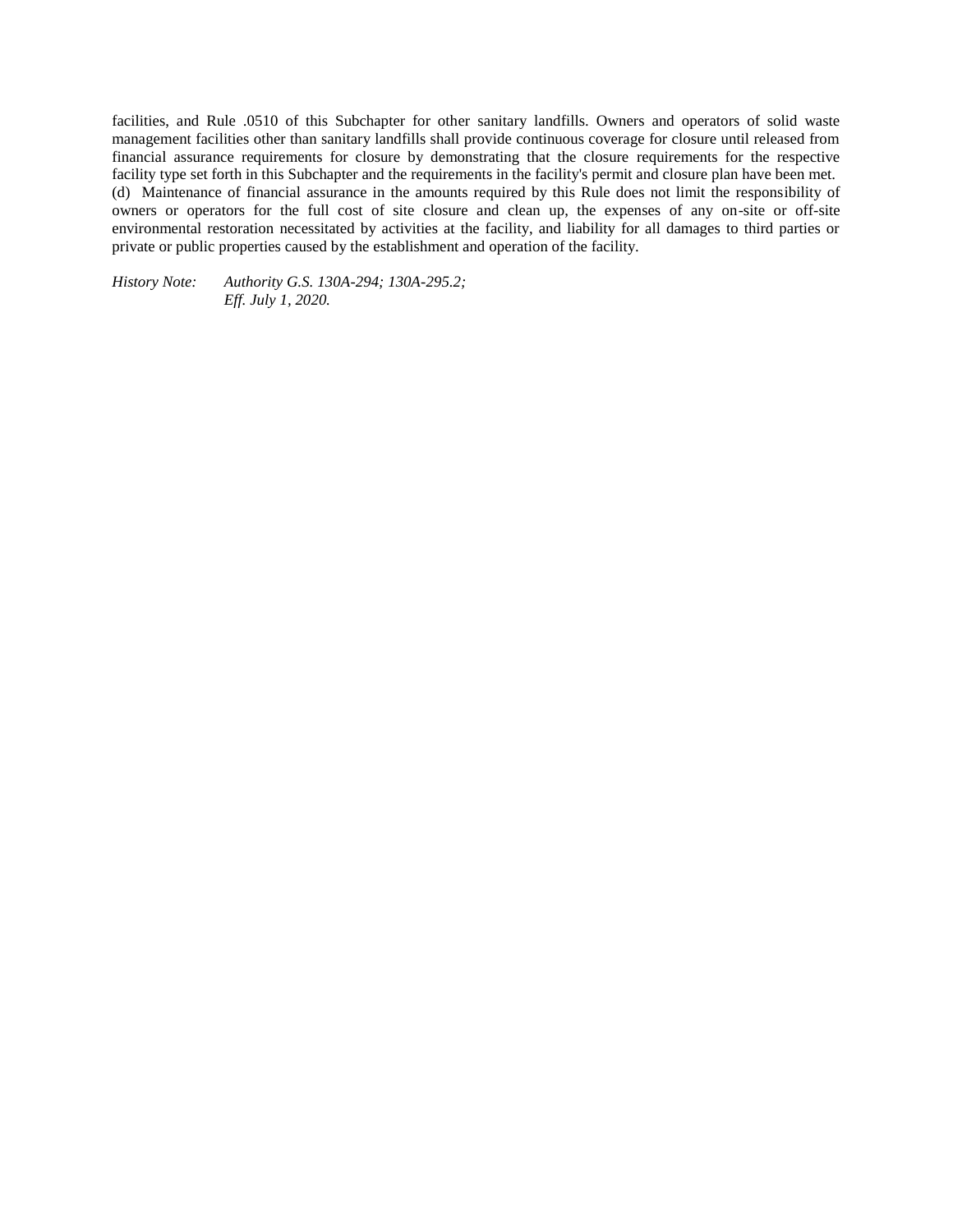facilities, and Rule .0510 of this Subchapter for other sanitary landfills. Owners and operators of solid waste management facilities other than sanitary landfills shall provide continuous coverage for closure until released from financial assurance requirements for closure by demonstrating that the closure requirements for the respective facility type set forth in this Subchapter and the requirements in the facility's permit and closure plan have been met.

(d) Maintenance of financial assurance in the amounts required by this Rule does not limit the responsibility of owners or operators for the full cost of site closure and clean up, the expenses of any on-site or off-site environmental restoration necessitated by activities at the facility, and liability for all damages to third parties or private or public properties caused by the establishment and operation of the facility.

*History Note: Authority G.S. 130A-294; 130A-295.2;*
*Eff. July 1, 2020.*